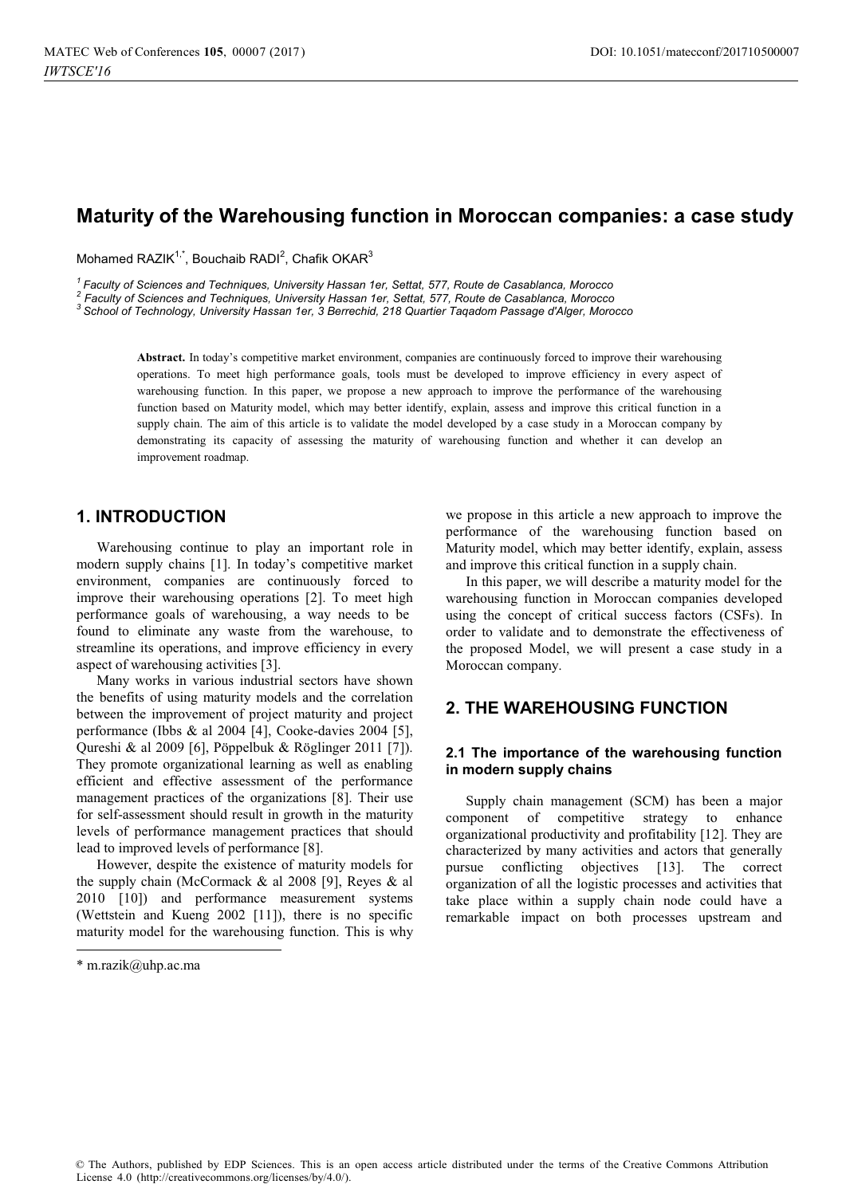# Maturity of the Warehousing function in Moroccan companies: a case study

Mohamed RAZIK[1,*], Bouchaib RADI[2], Chafik OKAR[3]

[1] *Faculty of Sciences and Techniques, University Hassan 1er, Settat, 577, Route de Casablanca, Morocco*
[2] *Faculty of Sciences and Techniques, University Hassan 1er, Settat, 577, Route de Casablanca, Morocco*
[3] *School of Technology, University Hassan 1er, 3 Berrechid, 218 Quartier Taqadom Passage d'Alger, Morocco*

**Abstract.** In today's competitive market environment, companies are continuously forced to improve their warehousing operations. To meet high performance goals, tools must be developed to improve efficiency in every aspect of warehousing function. In this paper, we propose a new approach to improve the performance of the warehousing function based on Maturity model, which may better identify, explain, assess and improve this critical function in a supply chain. The aim of this article is to validate the model developed by a case study in a Moroccan company by demonstrating its capacity of assessing the maturity of warehousing function and whether it can develop an improvement roadmap.

## 1. INTRODUCTION

Warehousing continue to play an important role in modern supply chains [1]. In today's competitive market environment, companies are continuously forced to improve their warehousing operations [2]. To meet high performance goals of warehousing, a way needs to be found to eliminate any waste from the warehouse, to streamline its operations, and improve efficiency in every aspect of warehousing activities [3].

Many works in various industrial sectors have shown the benefits of using maturity models and the correlation between the improvement of project maturity and project performance (Ibbs & al 2004 [4], Cooke-davies 2004 [5], Qureshi & al 2009 [6], Pöppelbuk & Röglinger 2011 [7]). They promote organizational learning as well as enabling efficient and effective assessment of the performance management practices of the organizations [8]. Their use for self-assessment should result in growth in the maturity levels of performance management practices that should lead to improved levels of performance [8].

However, despite the existence of maturity models for the supply chain (McCormack & al 2008 [9], Reyes & al 2010 [10]) and performance measurement systems (Wettstein and Kueng 2002 [11]), there is no specific maturity model for the warehousing function. This is why we propose in this article a new approach to improve the performance of the warehousing function based on Maturity model, which may better identify, explain, assess and improve this critical function in a supply chain.

In this paper, we will describe a maturity model for the warehousing function in Moroccan companies developed using the concept of critical success factors (CSFs). In order to validate and to demonstrate the effectiveness of the proposed Model, we will present a case study in a Moroccan company.

## 2. THE WAREHOUSING FUNCTION

### 2.1 The importance of the warehousing function in modern supply chains

Supply chain management (SCM) has been a major component of competitive strategy to enhance organizational productivity and profitability [12]. They are characterized by many activities and actors that generally pursue conflicting objectives [13]. The correct organization of all the logistic processes and activities that take place within a supply chain node could have a remarkable impact on both processes upstream and

\* m.razik@uhp.ac.ma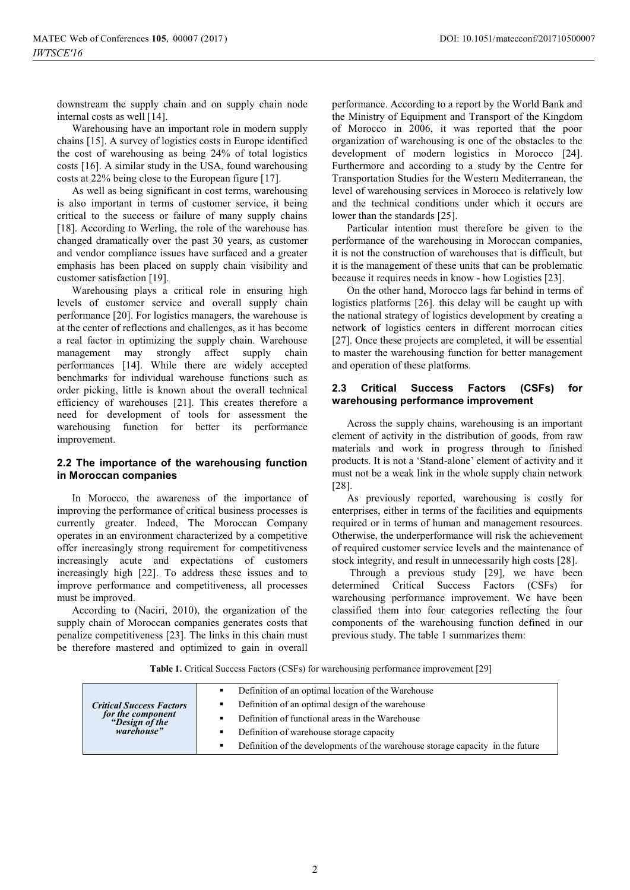downstream the supply chain and on supply chain node internal costs as well [14].

Warehousing have an important role in modern supply chains [15]. A survey of logistics costs in Europe identified the cost of warehousing as being 24% of total logistics costs [16]. A similar study in the USA, found warehousing costs at 22% being close to the European figure [17].

As well as being significant in cost terms, warehousing is also important in terms of customer service, it being critical to the success or failure of many supply chains [18]. According to Werling, the role of the warehouse has changed dramatically over the past 30 years, as customer and vendor compliance issues have surfaced and a greater emphasis has been placed on supply chain visibility and customer satisfaction [19].

Warehousing plays a critical role in ensuring high levels of customer service and overall supply chain performance [20]. For logistics managers, the warehouse is at the center of reflections and challenges, as it has become a real factor in optimizing the supply chain. Warehouse management may strongly affect supply chain performances [14]. While there are widely accepted benchmarks for individual warehouse functions such as order picking, little is known about the overall technical efficiency of warehouses [21]. This creates therefore a need for development of tools for assessment the warehousing function for better its performance improvement.

## 2.2 The importance of the warehousing function in Moroccan companies

In Morocco, the awareness of the importance of improving the performance of critical business processes is currently greater. Indeed, The Moroccan Company operates in an environment characterized by a competitive offer increasingly strong requirement for competitiveness increasingly acute and expectations of customers increasingly high [22]. To address these issues and to improve performance and competitiveness, all processes must be improved.

According to (Naciri, 2010), the organization of the supply chain of Moroccan companies generates costs that penalize competitiveness [23]. The links in this chain must be therefore mastered and optimized to gain in overall performance. According to a report by the World Bank and the Ministry of Equipment and Transport of the Kingdom of Morocco in 2006, it was reported that the poor organization of warehousing is one of the obstacles to the development of modern logistics in Morocco [24]. Furthermore and according to a study by the Centre for Transportation Studies for the Western Mediterranean, the level of warehousing services in Morocco is relatively low and the technical conditions under which it occurs are lower than the standards [25].

Particular intention must therefore be given to the performance of the warehousing in Moroccan companies, it is not the construction of warehouses that is difficult, but it is the management of these units that can be problematic because it requires needs in know - how Logistics [23].

On the other hand, Morocco lags far behind in terms of logistics platforms [26]. this delay will be caught up with the national strategy of logistics development by creating a network of logistics centers in different morrocan cities [27]. Once these projects are completed, it will be essential to master the warehousing function for better management and operation of these platforms.

## 2.3 Critical Success Factors (CSFs) for warehousing performance improvement

Across the supply chains, warehousing is an important element of activity in the distribution of goods, from raw materials and work in progress through to finished products. It is not a 'Stand-alone' element of activity and it must not be a weak link in the whole supply chain network [28].

As previously reported, warehousing is costly for enterprises, either in terms of the facilities and equipments required or in terms of human and management resources. Otherwise, the underperformance will risk the achievement of required customer service levels and the maintenance of stock integrity, and result in unnecessarily high costs [28].

Through a previous study [29], we have been determined Critical Success Factors (CSFs) for warehousing performance improvement. We have been classified them into four categories reflecting the four components of the warehousing function defined in our previous study. The table 1 summarizes them:

**Table 1.** Critical Success Factors (CSFs) for warehousing performance improvement [29]

| | |
|---|---|
| ***Critical Success Factors for the component "Design of the warehouse"*** | ▪ Definition of an optimal location of the Warehouse<br>▪ Definition of an optimal design of the warehouse<br>▪ Definition of functional areas in the Warehouse<br>▪ Definition of warehouse storage capacity<br>▪ Definition of the developments of the warehouse storage capacity in the future |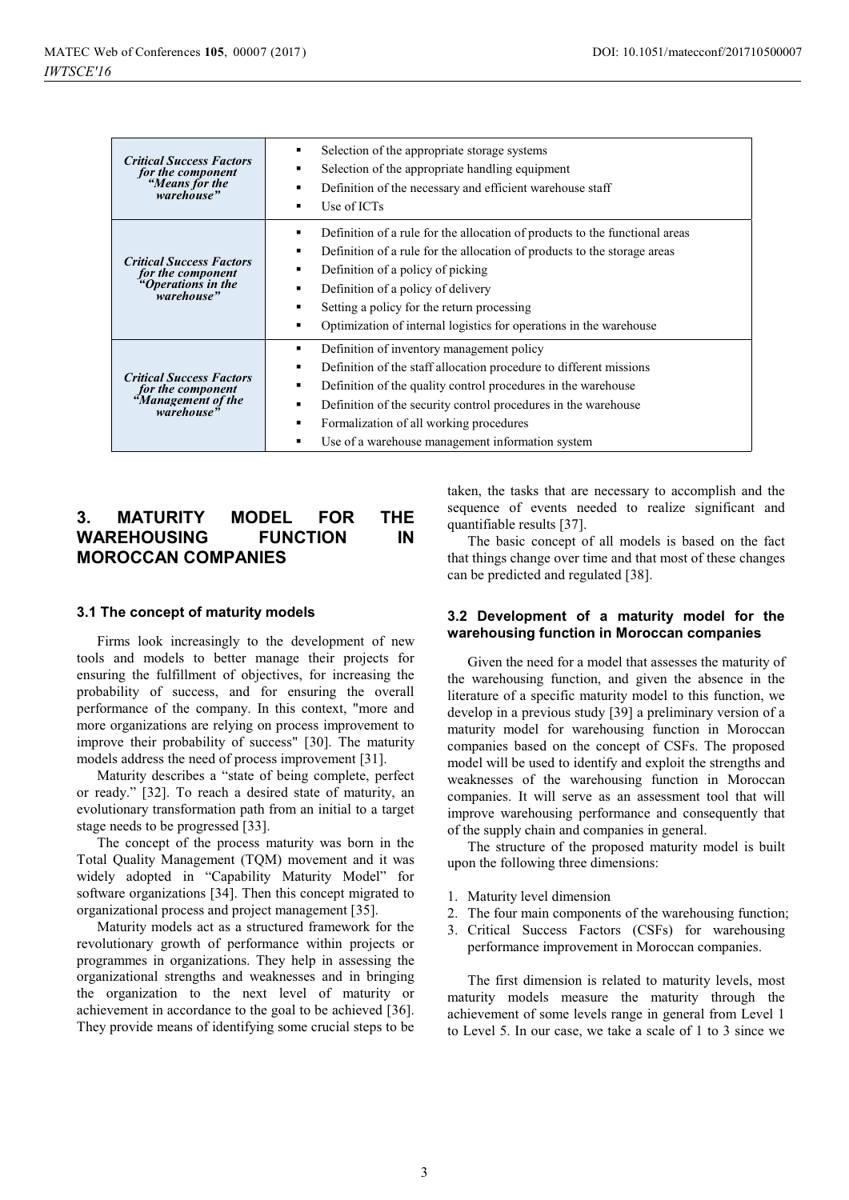| | |
|---|---|
| ***Critical Success Factors for the component "Means for the warehouse"*** | ▪ Selection of the appropriate storage systems<br>▪ Selection of the appropriate handling equipment<br>▪ Definition of the necessary and efficient warehouse staff<br>▪ Use of ICTs |
| ***Critical Success Factors for the component "Operations in the warehouse"*** | ▪ Definition of a rule for the allocation of products to the functional areas<br>▪ Definition of a rule for the allocation of products to the storage areas<br>▪ Definition of a policy of picking<br>▪ Definition of a policy of delivery<br>▪ Setting a policy for the return processing<br>▪ Optimization of internal logistics for operations in the warehouse |
| ***Critical Success Factors for the component "Management of the warehouse"*** | ▪ Definition of inventory management policy<br>▪ Definition of the staff allocation procedure to different missions<br>▪ Definition of the quality control procedures in the warehouse<br>▪ Definition of the security control procedures in the warehouse<br>▪ Formalization of all working procedures<br>▪ Use of a warehouse management information system |

## 3. MATURITY MODEL FOR THE WAREHOUSING FUNCTION IN MOROCCAN COMPANIES

### 3.1 The concept of maturity models

Firms look increasingly to the development of new tools and models to better manage their projects for ensuring the fulfillment of objectives, for increasing the probability of success, and for ensuring the overall performance of the company. In this context, "more and more organizations are relying on process improvement to improve their probability of success" [30]. The maturity models address the need of process improvement [31].

Maturity describes a "state of being complete, perfect or ready." [32]. To reach a desired state of maturity, an evolutionary transformation path from an initial to a target stage needs to be progressed [33].

The concept of the process maturity was born in the Total Quality Management (TQM) movement and it was widely adopted in "Capability Maturity Model" for software organizations [34]. Then this concept migrated to organizational process and project management [35].

Maturity models act as a structured framework for the revolutionary growth of performance within projects or programmes in organizations. They help in assessing the organizational strengths and weaknesses and in bringing the organization to the next level of maturity or achievement in accordance to the goal to be achieved [36]. They provide means of identifying some crucial steps to be taken, the tasks that are necessary to accomplish and the sequence of events needed to realize significant and quantifiable results [37].

The basic concept of all models is based on the fact that things change over time and that most of these changes can be predicted and regulated [38].

### 3.2 Development of a maturity model for the warehousing function in Moroccan companies

Given the need for a model that assesses the maturity of the warehousing function, and given the absence in the literature of a specific maturity model to this function, we develop in a previous study [39] a preliminary version of a maturity model for warehousing function in Moroccan companies based on the concept of CSFs. The proposed model will be used to identify and exploit the strengths and weaknesses of the warehousing function in Moroccan companies. It will serve as an assessment tool that will improve warehousing performance and consequently that of the supply chain and companies in general.

The structure of the proposed maturity model is built upon the following three dimensions:

1. Maturity level dimension
2. The four main components of the warehousing function;
3. Critical Success Factors (CSFs) for warehousing performance improvement in Moroccan companies.

The first dimension is related to maturity levels, most maturity models measure the maturity through the achievement of some levels range in general from Level 1 to Level 5. In our case, we take a scale of 1 to 3 since we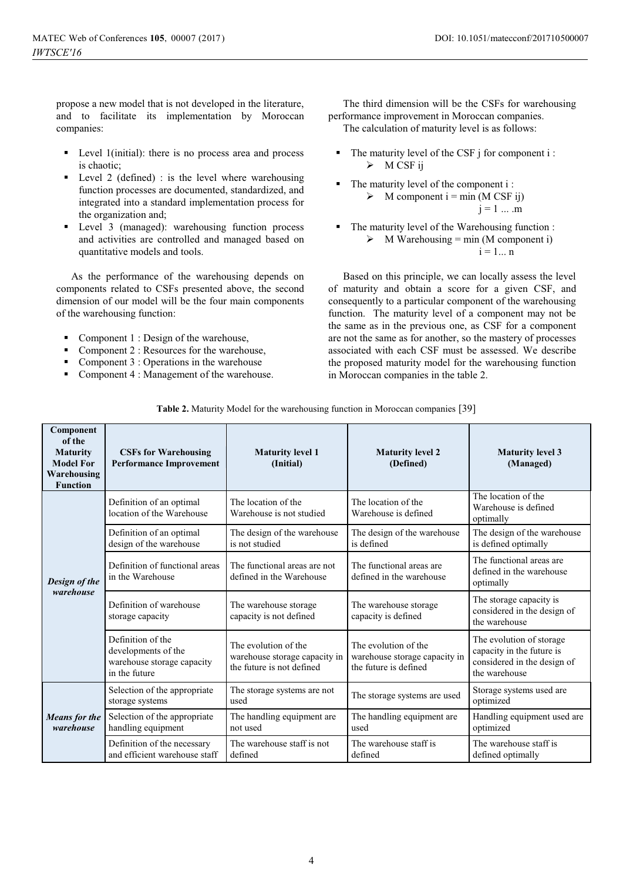propose a new model that is not developed in the literature, and to facilitate its implementation by Moroccan companies:

- Level 1(initial): there is no process area and process is chaotic;
- Level 2 (defined) : is the level where warehousing function processes are documented, standardized, and integrated into a standard implementation process for the organization and;
- Level 3 (managed): warehousing function process and activities are controlled and managed based on quantitative models and tools.

As the performance of the warehousing depends on components related to CSFs presented above, the second dimension of our model will be the four main components of the warehousing function:

- Component 1 : Design of the warehouse,
- Component 2 : Resources for the warehouse,
- Component 3 : Operations in the warehouse
- Component 4 : Management of the warehouse.

The third dimension will be the CSFs for warehousing performance improvement in Moroccan companies.
The calculation of maturity level is as follows:

- The maturity level of the CSF j for component i :
  - M CSF ij
- The maturity level of the component i :
  - M component i = min (M CSF ij)
    j = 1 ... .m
- The maturity level of the Warehousing function :
  - M Warehousing = min (M component i)
    i = 1... n

Based on this principle, we can locally assess the level of maturity and obtain a score for a given CSF, and consequently to a particular component of the warehousing function. The maturity level of a component may not be the same as in the previous one, as CSF for a component are not the same as for another, so the mastery of processes associated with each CSF must be assessed. We describe the proposed maturity model for the warehousing function in Moroccan companies in the table 2.

**Table 2.** Maturity Model for the warehousing function in Moroccan companies [39]

| Component of the Maturity Model For Warehousing Function | CSFs for Warehousing Performance Improvement | Maturity level 1 (Initial) | Maturity level 2 (Defined) | Maturity level 3 (Managed) |
|---|---|---|---|---|
| *Design of the warehouse* | Definition of an optimal location of the Warehouse | The location of the Warehouse is not studied | The location of the Warehouse is defined | The location of the Warehouse is defined optimally |
| | Definition of an optimal design of the warehouse | The design of the warehouse is not studied | The design of the warehouse is defined | The design of the warehouse is defined optimally |
| | Definition of functional areas in the Warehouse | The functional areas are not defined in the Warehouse | The functional areas are defined in the warehouse | The functional areas are defined in the warehouse optimally |
| | Definition of warehouse storage capacity | The warehouse storage capacity is not defined | The warehouse storage capacity is defined | The storage capacity is considered in the design of the warehouse |
| | Definition of the developments of the warehouse storage capacity in the future | The evolution of the warehouse storage capacity in the future is not defined | The evolution of the warehouse storage capacity in the future is defined | The evolution of storage capacity in the future is considered in the design of the warehouse |
| *Means for the warehouse* | Selection of the appropriate storage systems | The storage systems are not used | The storage systems are used | Storage systems used are optimized |
| | Selection of the appropriate handling equipment | The handling equipment are not used | The handling equipment are used | Handling equipment used are optimized |
| | Definition of the necessary and efficient warehouse staff | The warehouse staff is not defined | The warehouse staff is defined | The warehouse staff is defined optimally |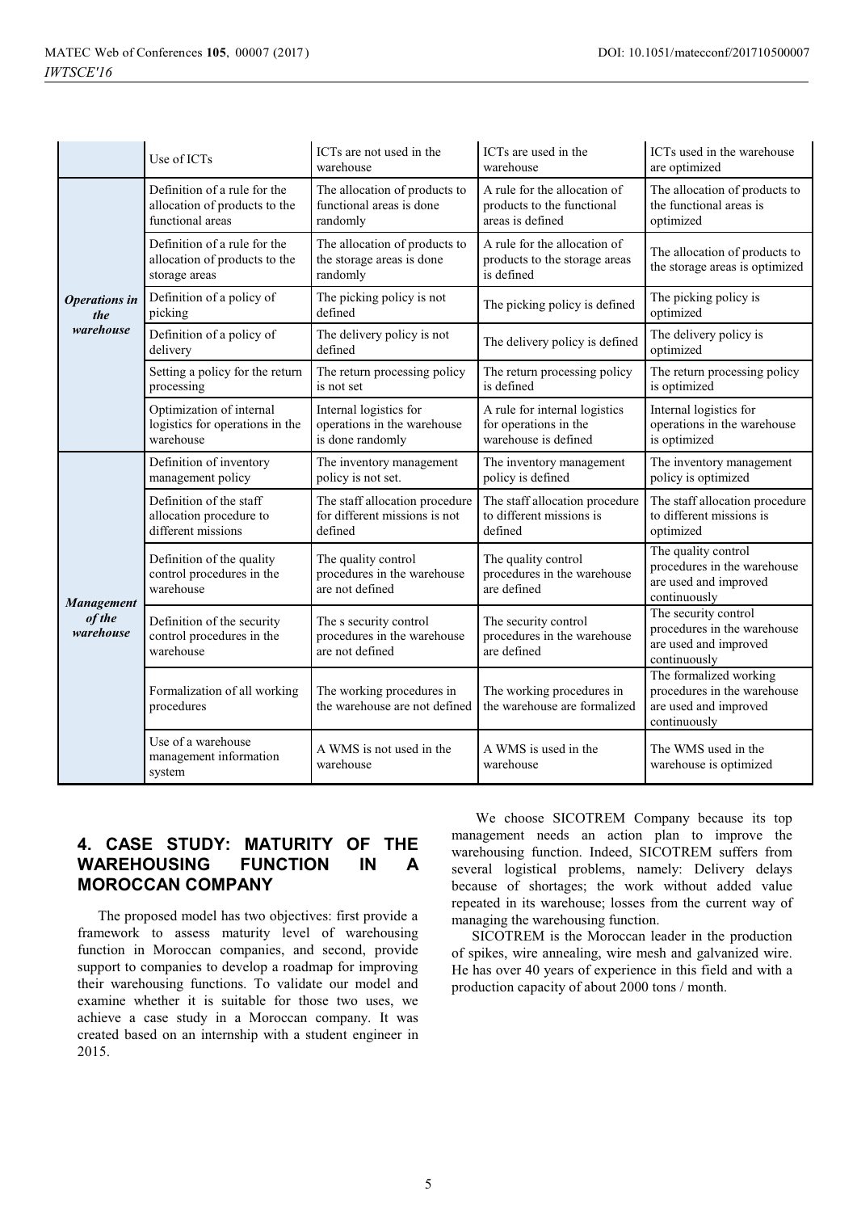| | Use of ICTs | ICTs are not used in the warehouse | ICTs are used in the warehouse | ICTs used in the warehouse are optimized |
|---|---|---|---|---|
| ***Operations in the warehouse*** | Definition of a rule for the allocation of products to the functional areas | The allocation of products to functional areas is done randomly | A rule for the allocation of products to the functional areas is defined | The allocation of products to the functional areas is optimized |
| | Definition of a rule for the allocation of products to the storage areas | The allocation of products to the storage areas is done randomly | A rule for the allocation of products to the storage areas is defined | The allocation of products to the storage areas is optimized |
| | Definition of a policy of picking | The picking policy is not defined | The picking policy is defined | The picking policy is optimized |
| | Definition of a policy of delivery | The delivery policy is not defined | The delivery policy is defined | The delivery policy is optimized |
| | Setting a policy for the return processing | The return processing policy is not set | The return processing policy is defined | The return processing policy is optimized |
| | Optimization of internal logistics for operations in the warehouse | Internal logistics for operations in the warehouse is done randomly | A rule for internal logistics for operations in the warehouse is defined | Internal logistics for operations in the warehouse is optimized |
| ***Management of the warehouse*** | Definition of inventory management policy | The inventory management policy is not set. | The inventory management policy is defined | The inventory management policy is optimized |
| | Definition of the staff allocation procedure to different missions | The staff allocation procedure for different missions is not defined | The staff allocation procedure to different missions is defined | The staff allocation procedure to different missions is optimized |
| | Definition of the quality control procedures in the warehouse | The quality control procedures in the warehouse are not defined | The quality control procedures in the warehouse are defined | The quality control procedures in the warehouse are used and improved continuously |
| | Definition of the security control procedures in the warehouse | The s security control procedures in the warehouse are not defined | The security control procedures in the warehouse are defined | The security control procedures in the warehouse are used and improved continuously |
| | Formalization of all working procedures | The working procedures in the warehouse are not defined | The working procedures in the warehouse are formalized | The formalized working procedures in the warehouse are used and improved continuously |
| | Use of a warehouse management information system | A WMS is not used in the warehouse | A WMS is used in the warehouse | The WMS used in the warehouse is optimized |

## 4. CASE STUDY: MATURITY OF THE WAREHOUSING FUNCTION IN A MOROCCAN COMPANY

The proposed model has two objectives: first provide a framework to assess maturity level of warehousing function in Moroccan companies, and second, provide support to companies to develop a roadmap for improving their warehousing functions. To validate our model and examine whether it is suitable for those two uses, we achieve a case study in a Moroccan company. It was created based on an internship with a student engineer in 2015.

We choose SICOTREM Company because its top management needs an action plan to improve the warehousing function. Indeed, SICOTREM suffers from several logistical problems, namely: Delivery delays because of shortages; the work without added value repeated in its warehouse; losses from the current way of managing the warehousing function.

SICOTREM is the Moroccan leader in the production of spikes, wire annealing, wire mesh and galvanized wire. He has over 40 years of experience in this field and with a production capacity of about 2000 tons / month.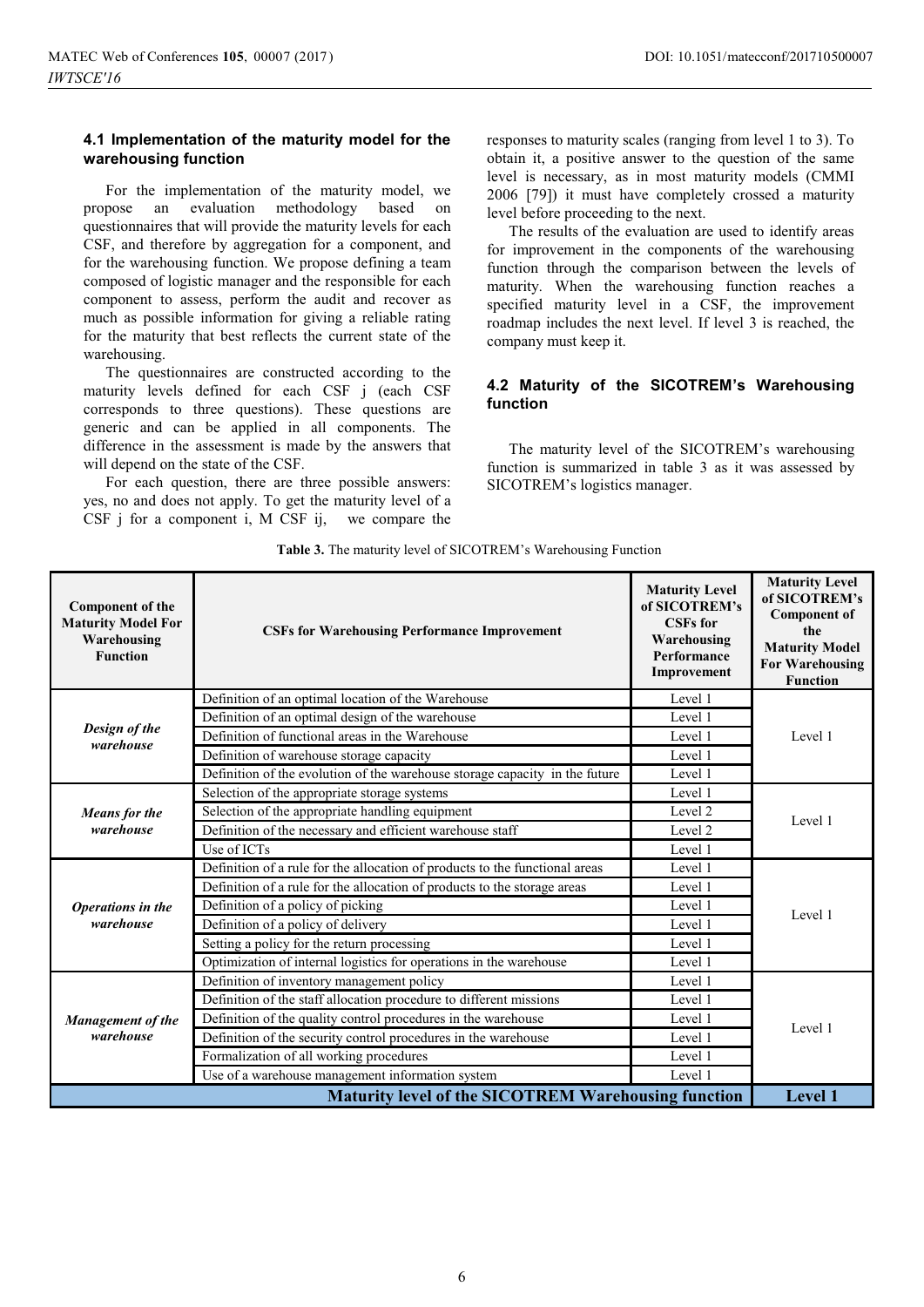### 4.1 Implementation of the maturity model for the warehousing function

For the implementation of the maturity model, we propose an evaluation methodology based on questionnaires that will provide the maturity levels for each CSF, and therefore by aggregation for a component, and for the warehousing function. We propose defining a team composed of logistic manager and the responsible for each component to assess, perform the audit and recover as much as possible information for giving a reliable rating for the maturity that best reflects the current state of the warehousing.

The questionnaires are constructed according to the maturity levels defined for each CSF j (each CSF corresponds to three questions). These questions are generic and can be applied in all components. The difference in the assessment is made by the answers that will depend on the state of the CSF.

For each question, there are three possible answers: yes, no and does not apply. To get the maturity level of a CSF j for a component i, M CSF ij, we compare the responses to maturity scales (ranging from level 1 to 3). To obtain it, a positive answer to the question of the same level is necessary, as in most maturity models (CMMI 2006 [79]) it must have completely crossed a maturity level before proceeding to the next.

The results of the evaluation are used to identify areas for improvement in the components of the warehousing function through the comparison between the levels of maturity. When the warehousing function reaches a specified maturity level in a CSF, the improvement roadmap includes the next level. If level 3 is reached, the company must keep it.

### 4.2 Maturity of the SICOTREM's Warehousing function

The maturity level of the SICOTREM's warehousing function is summarized in table 3 as it was assessed by SICOTREM's logistics manager.

**Table 3.** The maturity level of SICOTREM's Warehousing Function

| Component of the Maturity Model For Warehousing Function | CSFs for Warehousing Performance Improvement | Maturity Level of SICOTREM's CSFs for Warehousing Performance Improvement | Maturity Level of SICOTREM's Component of the Maturity Model For Warehousing Function |
|---|---|---|---|
| *Design of the warehouse* | Definition of an optimal location of the Warehouse | Level 1 | Level 1 |
| | Definition of an optimal design of the warehouse | Level 1 | |
| | Definition of functional areas in the Warehouse | Level 1 | |
| | Definition of warehouse storage capacity | Level 1 | |
| | Definition of the evolution of the warehouse storage capacity in the future | Level 1 | |
| *Means for the warehouse* | Selection of the appropriate storage systems | Level 1 | Level 1 |
| | Selection of the appropriate handling equipment | Level 2 | |
| | Definition of the necessary and efficient warehouse staff | Level 2 | |
| | Use of ICTs | Level 1 | |
| *Operations in the warehouse* | Definition of a rule for the allocation of products to the functional areas | Level 1 | Level 1 |
| | Definition of a rule for the allocation of products to the storage areas | Level 1 | |
| | Definition of a policy of picking | Level 1 | |
| | Definition of a policy of delivery | Level 1 | |
| | Setting a policy for the return processing | Level 1 | |
| | Optimization of internal logistics for operations in the warehouse | Level 1 | |
| *Management of the warehouse* | Definition of inventory management policy | Level 1 | Level 1 |
| | Definition of the staff allocation procedure to different missions | Level 1 | |
| | Definition of the quality control procedures in the warehouse | Level 1 | |
| | Definition of the security control procedures in the warehouse | Level 1 | |
| | Formalization of all working procedures | Level 1 | |
| | Use of a warehouse management information system | Level 1 | |
| **Maturity level of the SICOTREM Warehousing function** | | | **Level 1** |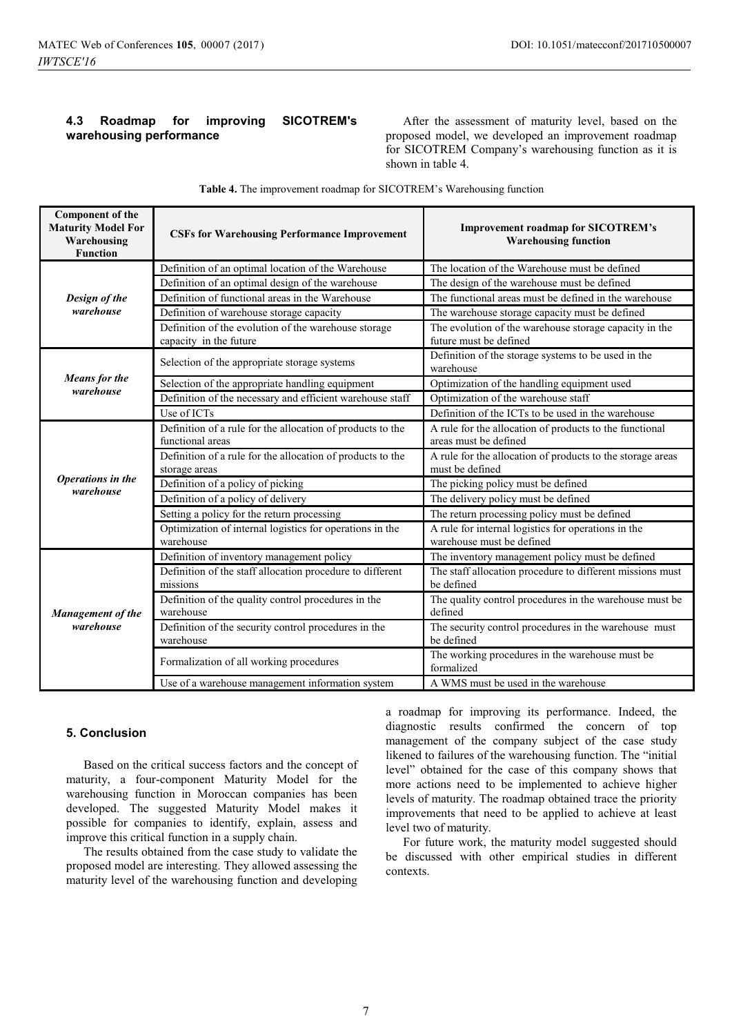### 4.3 Roadmap for improving SICOTREM's warehousing performance

After the assessment of maturity level, based on the proposed model, we developed an improvement roadmap for SICOTREM Company's warehousing function as it is shown in table 4.

**Table 4.** The improvement roadmap for SICOTREM's Warehousing function

| Component of the Maturity Model For Warehousing Function | CSFs for Warehousing Performance Improvement | Improvement roadmap for SICOTREM's Warehousing function |
|---|---|---|
| *Design of the warehouse* | Definition of an optimal location of the Warehouse | The location of the Warehouse must be defined |
| | Definition of an optimal design of the warehouse | The design of the warehouse must be defined |
| | Definition of functional areas in the Warehouse | The functional areas must be defined in the warehouse |
| | Definition of warehouse storage capacity | The warehouse storage capacity must be defined |
| | Definition of the evolution of the warehouse storage capacity in the future | The evolution of the warehouse storage capacity in the future must be defined |
| *Means for the warehouse* | Selection of the appropriate storage systems | Definition of the storage systems to be used in the warehouse |
| | Selection of the appropriate handling equipment | Optimization of the handling equipment used |
| | Definition of the necessary and efficient warehouse staff | Optimization of the warehouse staff |
| | Use of ICTs | Definition of the ICTs to be used in the warehouse |
| *Operations in the warehouse* | Definition of a rule for the allocation of products to the functional areas | A rule for the allocation of products to the functional areas must be defined |
| | Definition of a rule for the allocation of products to the storage areas | A rule for the allocation of products to the storage areas must be defined |
| | Definition of a policy of picking | The picking policy must be defined |
| | Definition of a policy of delivery | The delivery policy must be defined |
| | Setting a policy for the return processing | The return processing policy must be defined |
| | Optimization of internal logistics for operations in the warehouse | A rule for internal logistics for operations in the warehouse must be defined |
| *Management of the warehouse* | Definition of inventory management policy | The inventory management policy must be defined |
| | Definition of the staff allocation procedure to different missions | The staff allocation procedure to different missions must be defined |
| | Definition of the quality control procedures in the warehouse | The quality control procedures in the warehouse must be defined |
| | Definition of the security control procedures in the warehouse | The security control procedures in the warehouse must be defined |
| | Formalization of all working procedures | The working procedures in the warehouse must be formalized |
| | Use of a warehouse management information system | A WMS must be used in the warehouse |

## 5. Conclusion

Based on the critical success factors and the concept of maturity, a four-component Maturity Model for the warehousing function in Moroccan companies has been developed. The suggested Maturity Model makes it possible for companies to identify, explain, assess and improve this critical function in a supply chain.

The results obtained from the case study to validate the proposed model are interesting. They allowed assessing the maturity level of the warehousing function and developing a roadmap for improving its performance. Indeed, the diagnostic results confirmed the concern of top management of the company subject of the case study likened to failures of the warehousing function. The "initial level" obtained for the case of this company shows that more actions need to be implemented to achieve higher levels of maturity. The roadmap obtained trace the priority improvements that need to be applied to achieve at least level two of maturity.

For future work, the maturity model suggested should be discussed with other empirical studies in different contexts.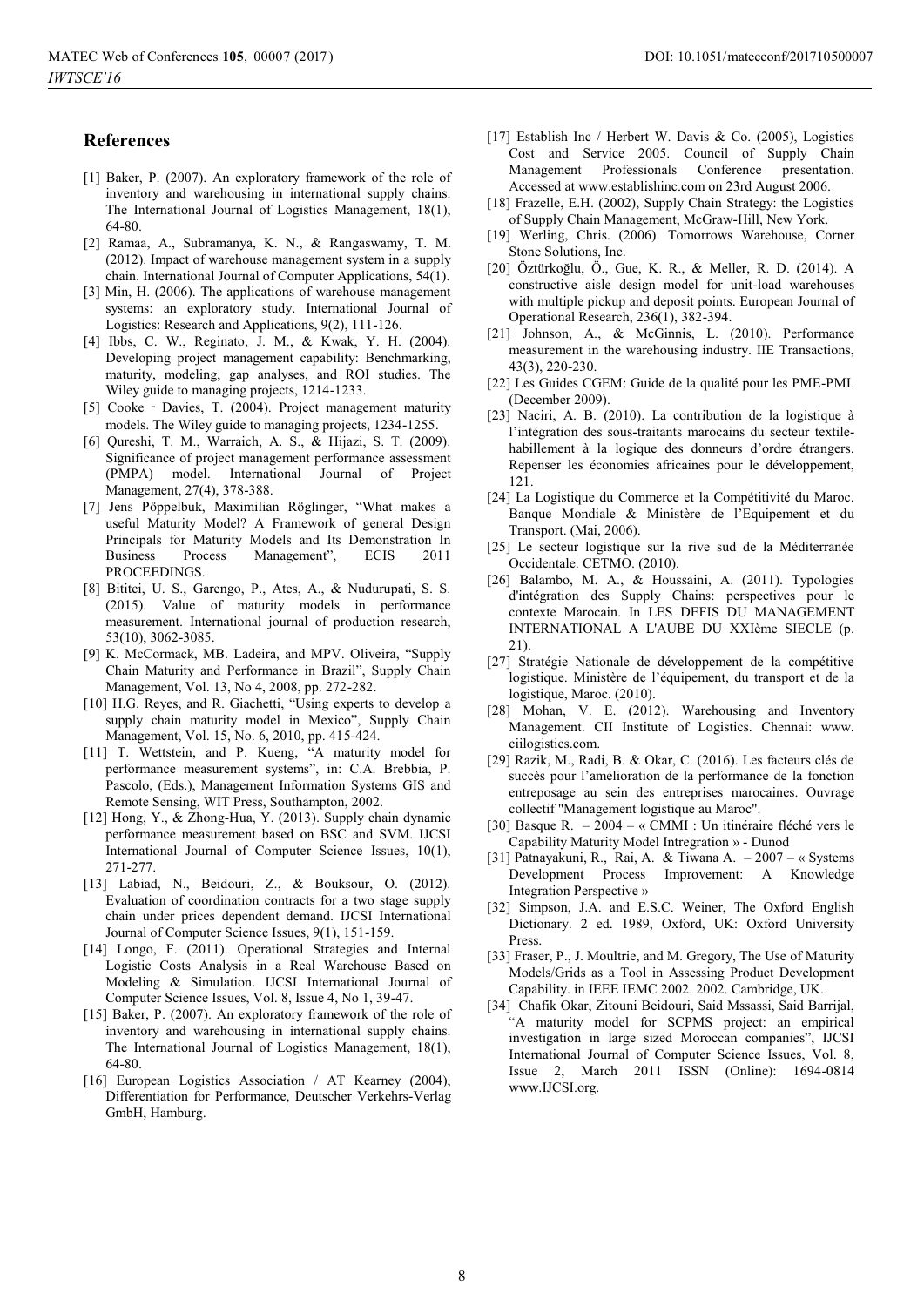## References

[1] Baker, P. (2007). An exploratory framework of the role of inventory and warehousing in international supply chains. The International Journal of Logistics Management, 18(1), 64-80.

[2] Ramaa, A., Subramanya, K. N., & Rangaswamy, T. M. (2012). Impact of warehouse management system in a supply chain. International Journal of Computer Applications, 54(1).

[3] Min, H. (2006). The applications of warehouse management systems: an exploratory study. International Journal of Logistics: Research and Applications, 9(2), 111-126.

[4] Ibbs, C. W., Reginato, J. M., & Kwak, Y. H. (2004). Developing project management capability: Benchmarking, maturity, modeling, gap analyses, and ROI studies. The Wiley guide to managing projects, 1214-1233.

[5] Cooke ‐ Davies, T. (2004). Project management maturity models. The Wiley guide to managing projects, 1234-1255.

[6] Qureshi, T. M., Warraich, A. S., & Hijazi, S. T. (2009). Significance of project management performance assessment (PMPA) model. International Journal of Project Management, 27(4), 378-388.

[7] Jens Pöppelbuk, Maximilian Röglinger, "What makes a useful Maturity Model? A Framework of general Design Principals for Maturity Models and Its Demonstration In Business Process Management", ECIS 2011 PROCEEDINGS.

[8] Bititci, U. S., Garengo, P., Ates, A., & Nudurupati, S. S. (2015). Value of maturity models in performance measurement. International journal of production research, 53(10), 3062-3085.

[9] K. McCormack, MB. Ladeira, and MPV. Oliveira, "Supply Chain Maturity and Performance in Brazil", Supply Chain Management, Vol. 13, No 4, 2008, pp. 272-282.

[10] H.G. Reyes, and R. Giachetti, "Using experts to develop a supply chain maturity model in Mexico", Supply Chain Management, Vol. 15, No. 6, 2010, pp. 415-424.

[11] T. Wettstein, and P. Kueng, "A maturity model for performance measurement systems", in: C.A. Brebbia, P. Pascolo, (Eds.), Management Information Systems GIS and Remote Sensing, WIT Press, Southampton, 2002.

[12] Hong, Y., & Zhong-Hua, Y. (2013). Supply chain dynamic performance measurement based on BSC and SVM. IJCSI International Journal of Computer Science Issues, 10(1), 271-277.

[13] Labiad, N., Beidouri, Z., & Bouksour, O. (2012). Evaluation of coordination contracts for a two stage supply chain under prices dependent demand. IJCSI International Journal of Computer Science Issues, 9(1), 151-159.

[14] Longo, F. (2011). Operational Strategies and Internal Logistic Costs Analysis in a Real Warehouse Based on Modeling & Simulation. IJCSI International Journal of Computer Science Issues, Vol. 8, Issue 4, No 1, 39-47.

[15] Baker, P. (2007). An exploratory framework of the role of inventory and warehousing in international supply chains. The International Journal of Logistics Management, 18(1), 64-80.

[16] European Logistics Association / AT Kearney (2004), Differentiation for Performance, Deutscher Verkehrs-Verlag GmbH, Hamburg.

[17] Establish Inc / Herbert W. Davis & Co. (2005), Logistics Cost and Service 2005. Council of Supply Chain Management Professionals Conference presentation. Accessed at www.establishinc.com on 23rd August 2006.

[18] Frazelle, E.H. (2002), Supply Chain Strategy: the Logistics of Supply Chain Management, McGraw-Hill, New York.

[19] Werling, Chris. (2006). Tomorrows Warehouse, Corner Stone Solutions, Inc.

[20] Öztürkoğlu, Ö., Gue, K. R., & Meller, R. D. (2014). A constructive aisle design model for unit-load warehouses with multiple pickup and deposit points. European Journal of Operational Research, 236(1), 382-394.

[21] Johnson, A., & McGinnis, L. (2010). Performance measurement in the warehousing industry. IIE Transactions, 43(3), 220-230.

[22] Les Guides CGEM: Guide de la qualité pour les PME-PMI. (December 2009).

[23] Naciri, A. B. (2010). La contribution de la logistique à l'intégration des sous-traitants marocains du secteur textile-habillement à la logique des donneurs d'ordre étrangers. Repenser les économies africaines pour le développement, 121.

[24] La Logistique du Commerce et la Compétitivité du Maroc. Banque Mondiale & Ministère de l'Equipement et du Transport. (Mai, 2006).

[25] Le secteur logistique sur la rive sud de la Méditerranée Occidentale. CETMO. (2010).

[26] Balambo, M. A., & Houssaini, A. (2011). Typologies d'intégration des Supply Chains: perspectives pour le contexte Marocain. In LES DEFIS DU MANAGEMENT INTERNATIONAL A L'AUBE DU XXIème SIECLE (p. 21).

[27] Stratégie Nationale de développement de la compétitive logistique. Ministère de l'équipement, du transport et de la logistique, Maroc. (2010).

[28] Mohan, V. E. (2012). Warehousing and Inventory Management. CII Institute of Logistics. Chennai: www.ciilogistics.com.

[29] Razik, M., Radi, B. & Okar, C. (2016). Les facteurs clés de succès pour l'amélioration de la performance de la fonction entreposage au sein des entreprises marocaines. Ouvrage collectif "Management logistique au Maroc".

[30] Basque R. – 2004 – « CMMI : Un itinéraire fléché vers le Capability Maturity Model Intregration » - Dunod

[31] Patnayakuni, R., Rai, A. & Tiwana A. – 2007 – « Systems Development Process Improvement: A Knowledge Integration Perspective »

[32] Simpson, J.A. and E.S.C. Weiner, The Oxford English Dictionary. 2 ed. 1989, Oxford, UK: Oxford University Press.

[33] Fraser, P., J. Moultrie, and M. Gregory, The Use of Maturity Models/Grids as a Tool in Assessing Product Development Capability. in IEEE IEMC 2002. 2002. Cambridge, UK.

[34] Chafik Okar, Zitouni Beidouri, Said Mssassi, Said Barrijal, "A maturity model for SCPMS project: an empirical investigation in large sized Moroccan companies", IJCSI International Journal of Computer Science Issues, Vol. 8, Issue 2, March 2011 ISSN (Online): 1694-0814 www.IJCSI.org.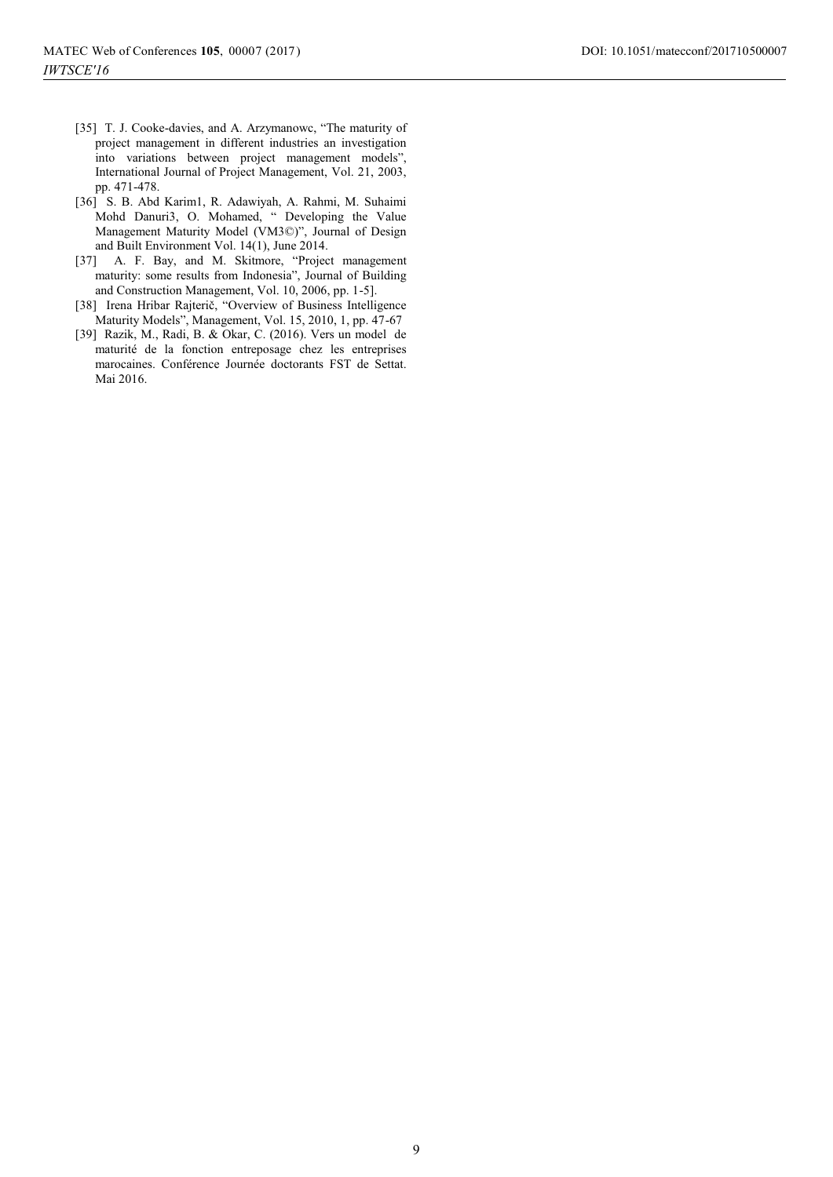[35] T. J. Cooke-davies, and A. Arzymanowc, "The maturity of project management in different industries an investigation into variations between project management models", International Journal of Project Management, Vol. 21, 2003, pp. 471-478.

[36] S. B. Abd Karim1, R. Adawiyah, A. Rahmi, M. Suhaimi Mohd Danuri3, O. Mohamed, " Developing the Value Management Maturity Model (VM3©)", Journal of Design and Built Environment Vol. 14(1), June 2014.

[37] A. F. Bay, and M. Skitmore, "Project management maturity: some results from Indonesia", Journal of Building and Construction Management, Vol. 10, 2006, pp. 1-5].

[38] Irena Hribar Rajterič, "Overview of Business Intelligence Maturity Models", Management, Vol. 15, 2010, 1, pp. 47-67

[39] Razik, M., Radi, B. & Okar, C. (2016). Vers un model de maturité de la fonction entreposage chez les entreprises marocaines. Conférence Journée doctorants FST de Settat. Mai 2016.